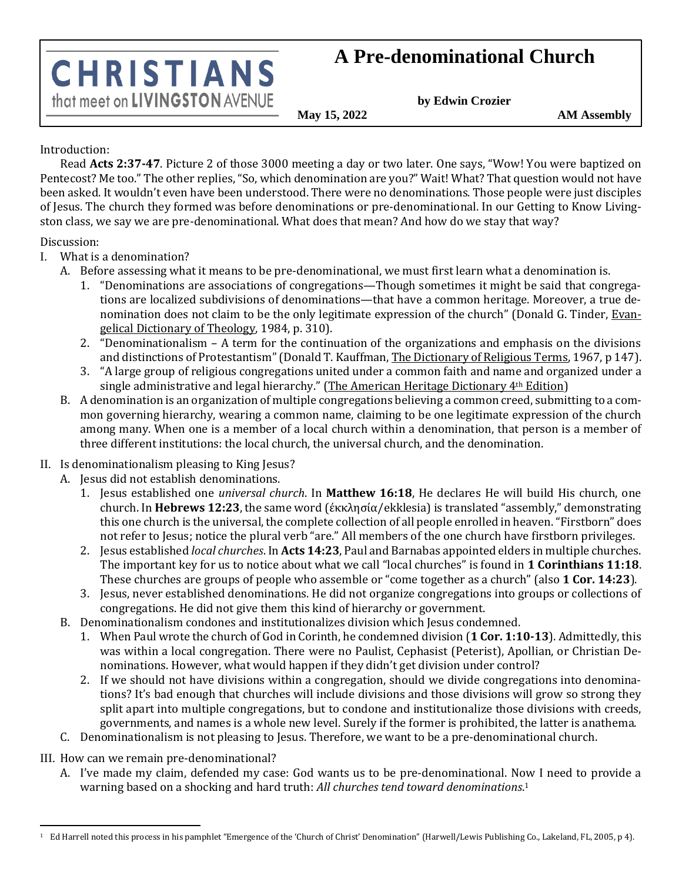**CHRISTIANS** that meet on **LIVINGSTON** AVENUE

# A Pre-denominational Church

**by Edwin Crozier**

**May 15, 2022** **AM Assembly**

Introduction:

Read **Acts 2:37-47**. Picture 2 of those 3000 meeting a day or two later. One says, "Wow! You were baptized on Pentecost? Me too." The other replies, "So, which denomination are you?" Wait! What? That question would not have been asked. It wouldn't even have been understood. There were no denominations. Those people were just disciples of Jesus. The church they formed was before denominations or pre-denominational. In our Getting to Know Livingston class, we say we are pre-denominational. What does that mean? And how do we stay that way?

Discussion:

I. What is a denomination?
   A. Before assessing what it means to be pre-denominational, we must first learn what a denomination is.
      1. "Denominations are associations of congregations—Though sometimes it might be said that congregations are localized subdivisions of denominations—that have a common heritage. Moreover, a true denomination does not claim to be the only legitimate expression of the church" (Donald G. Tinder, Evangelical Dictionary of Theology, 1984, p. 310).
      2. "Denominationalism – A term for the continuation of the organizations and emphasis on the divisions and distinctions of Protestantism" (Donald T. Kauffman, The Dictionary of Religious Terms, 1967, p 147).
      3. "A large group of religious congregations united under a common faith and name and organized under a single administrative and legal hierarchy." (The American Heritage Dictionary 4th Edition)
   B. A denomination is an organization of multiple congregations believing a common creed, submitting to a common governing hierarchy, wearing a common name, claiming to be one legitimate expression of the church among many. When one is a member of a local church within a denomination, that person is a member of three different institutions: the local church, the universal church, and the denomination.

II. Is denominationalism pleasing to King Jesus?
   A. Jesus did not establish denominations.
      1. Jesus established one *universal church*. In **Matthew 16:18**, He declares He will build His church, one church. In **Hebrews 12:23**, the same word (ἐκκλησία/ekklesia) is translated "assembly," demonstrating this one church is the universal, the complete collection of all people enrolled in heaven. "Firstborn" does not refer to Jesus; notice the plural verb "are." All members of the one church have firstborn privileges.
      2. Jesus established *local churches*. In **Acts 14:23**, Paul and Barnabas appointed elders in multiple churches. The important key for us to notice about what we call "local churches" is found in **1 Corinthians 11:18**. These churches are groups of people who assemble or "come together as a church" (also **1 Cor. 14:23**).
      3. Jesus, never established denominations. He did not organize congregations into groups or collections of congregations. He did not give them this kind of hierarchy or government.
   B. Denominationalism condones and institutionalizes division which Jesus condemned.
      1. When Paul wrote the church of God in Corinth, he condemned division (**1 Cor. 1:10-13**). Admittedly, this was within a local congregation. There were no Paulist, Cephasist (Peterist), Apollian, or Christian Denominations. However, what would happen if they didn't get division under control?
      2. If we should not have divisions within a congregation, should we divide congregations into denominations? It's bad enough that churches will include divisions and those divisions will grow so strong they split apart into multiple congregations, but to condone and institutionalize those divisions with creeds, governments, and names is a whole new level. Surely if the former is prohibited, the latter is anathema.
   C. Denominationalism is not pleasing to Jesus. Therefore, we want to be a pre-denominational church.

III. How can we remain pre-denominational?
   A. I've made my claim, defended my case: God wants us to be pre-denominational. Now I need to provide a warning based on a shocking and hard truth: *All churches tend toward denominations*.[1]

[1] Ed Harrell noted this process in his pamphlet "Emergence of the 'Church of Christ' Denomination" (Harwell/Lewis Publishing Co., Lakeland, FL, 2005, p 4).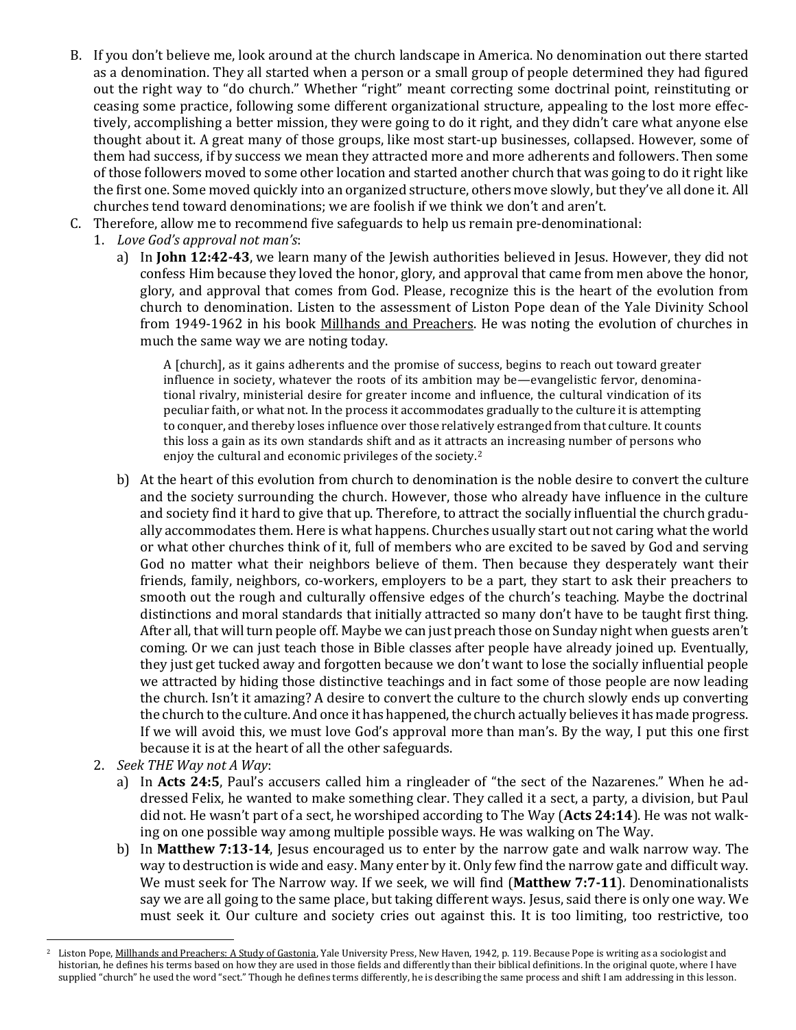B. If you don't believe me, look around at the church landscape in America. No denomination out there started as a denomination. They all started when a person or a small group of people determined they had figured out the right way to "do church." Whether "right" meant correcting some doctrinal point, reinstituting or ceasing some practice, following some different organizational structure, appealing to the lost more effectively, accomplishing a better mission, they were going to do it right, and they didn't care what anyone else thought about it. A great many of those groups, like most start-up businesses, collapsed. However, some of them had success, if by success we mean they attracted more and more adherents and followers. Then some of those followers moved to some other location and started another church that was going to do it right like the first one. Some moved quickly into an organized structure, others move slowly, but they've all done it. All churches tend toward denominations; we are foolish if we think we don't and aren't.

C. Therefore, allow me to recommend five safeguards to help us remain pre-denominational:

1. *Love God's approval not man's*:

   a) In **John 12:42-43**, we learn many of the Jewish authorities believed in Jesus. However, they did not confess Him because they loved the honor, glory, and approval that came from men above the honor, glory, and approval that comes from God. Please, recognize this is the heart of the evolution from church to denomination. Listen to the assessment of Liston Pope dean of the Yale Divinity School from 1949-1962 in his book <u>Millhands and Preachers</u>. He was noting the evolution of churches in much the same way we are noting today.

   > A [church], as it gains adherents and the promise of success, begins to reach out toward greater influence in society, whatever the roots of its ambition may be—evangelistic fervor, denominational rivalry, ministerial desire for greater income and influence, the cultural vindication of its peculiar faith, or what not. In the process it accommodates gradually to the culture it is attempting to conquer, and thereby loses influence over those relatively estranged from that culture. It counts this loss a gain as its own standards shift and as it attracts an increasing number of persons who enjoy the cultural and economic privileges of the society.[2]

   b) At the heart of this evolution from church to denomination is the noble desire to convert the culture and the society surrounding the church. However, those who already have influence in the culture and society find it hard to give that up. Therefore, to attract the socially influential the church gradually accommodates them. Here is what happens. Churches usually start out not caring what the world or what other churches think of it, full of members who are excited to be saved by God and serving God no matter what their neighbors believe of them. Then because they desperately want their friends, family, neighbors, co-workers, employers to be a part, they start to ask their preachers to smooth out the rough and culturally offensive edges of the church's teaching. Maybe the doctrinal distinctions and moral standards that initially attracted so many don't have to be taught first thing. After all, that will turn people off. Maybe we can just preach those on Sunday night when guests aren't coming. Or we can just teach those in Bible classes after people have already joined up. Eventually, they just get tucked away and forgotten because we don't want to lose the socially influential people we attracted by hiding those distinctive teachings and in fact some of those people are now leading the church. Isn't it amazing? A desire to convert the culture to the church slowly ends up converting the church to the culture. And once it has happened, the church actually believes it has made progress. If we will avoid this, we must love God's approval more than man's. By the way, I put this one first because it is at the heart of all the other safeguards.

2. *Seek THE Way not A Way*:

   a) In **Acts 24:5**, Paul's accusers called him a ringleader of "the sect of the Nazarenes." When he addressed Felix, he wanted to make something clear. They called it a sect, a party, a division, but Paul did not. He wasn't part of a sect, he worshiped according to The Way (**Acts 24:14**). He was not walking on one possible way among multiple possible ways. He was walking on The Way.

   b) In **Matthew 7:13-14**, Jesus encouraged us to enter by the narrow gate and walk narrow way. The way to destruction is wide and easy. Many enter by it. Only few find the narrow gate and difficult way. We must seek for The Narrow way. If we seek, we will find (**Matthew 7:7-11**). Denominationalists say we are all going to the same place, but taking different ways. Jesus, said there is only one way. We must seek it. Our culture and society cries out against this. It is too limiting, too restrictive, too

---

[2] Liston Pope, <u>Millhands and Preachers: A Study of Gastonia</u>, Yale University Press, New Haven, 1942, p. 119. Because Pope is writing as a sociologist and historian, he defines his terms based on how they are used in those fields and differently than their biblical definitions. In the original quote, where I have supplied "church" he used the word "sect." Though he defines terms differently, he is describing the same process and shift I am addressing in this lesson.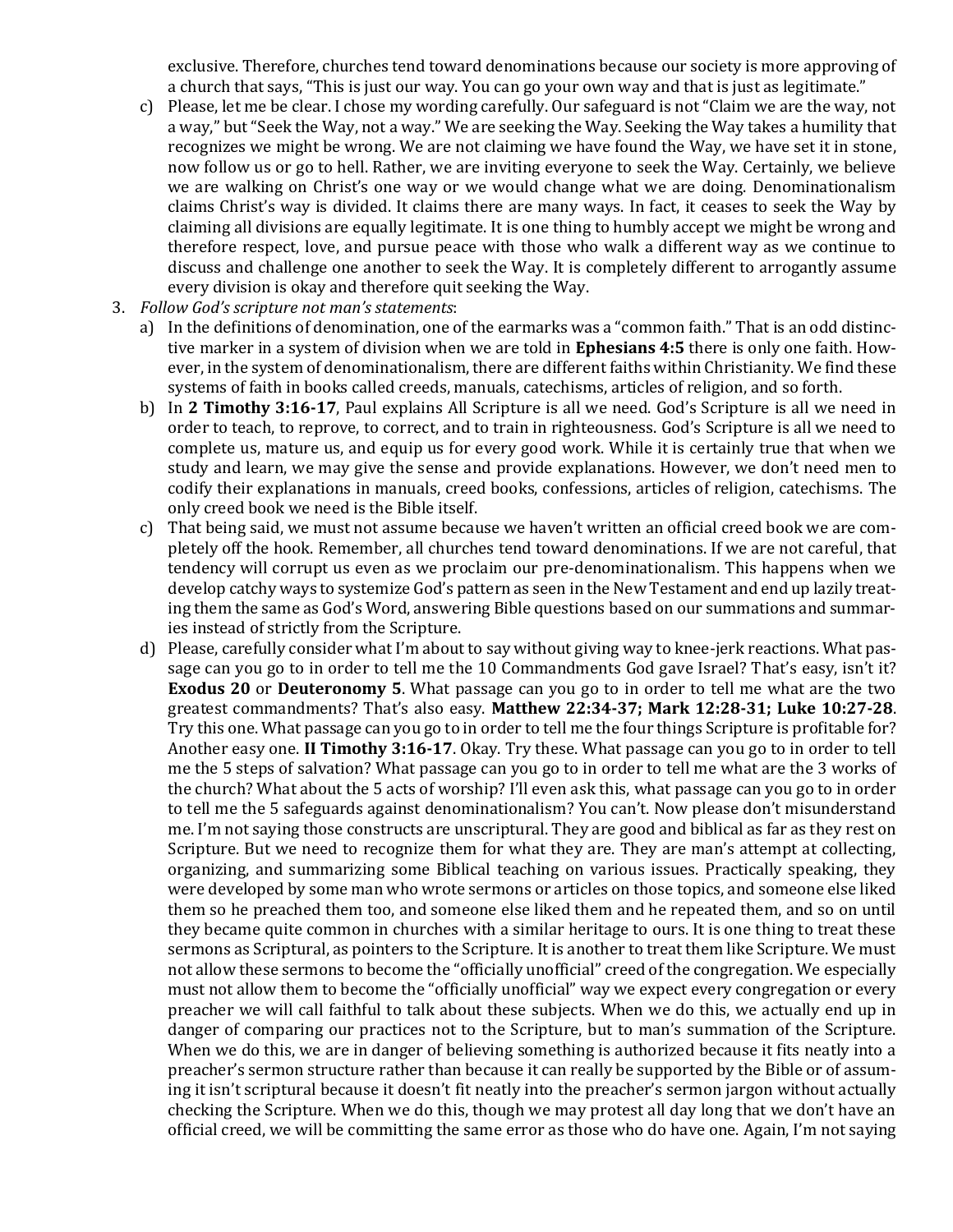exclusive. Therefore, churches tend toward denominations because our society is more approving of a church that says, "This is just our way. You can go your own way and that is just as legitimate."

c) Please, let me be clear. I chose my wording carefully. Our safeguard is not "Claim we are the way, not a way," but "Seek the Way, not a way." We are seeking the Way. Seeking the Way takes a humility that recognizes we might be wrong. We are not claiming we have found the Way, we have set it in stone, now follow us or go to hell. Rather, we are inviting everyone to seek the Way. Certainly, we believe we are walking on Christ's one way or we would change what we are doing. Denominationalism claims Christ's way is divided. It claims there are many ways. In fact, it ceases to seek the Way by claiming all divisions are equally legitimate. It is one thing to humbly accept we might be wrong and therefore respect, love, and pursue peace with those who walk a different way as we continue to discuss and challenge one another to seek the Way. It is completely different to arrogantly assume every division is okay and therefore quit seeking the Way.

3. *Follow God's scripture not man's statements*:
   a) In the definitions of denomination, one of the earmarks was a "common faith." That is an odd distinctive marker in a system of division when we are told in **Ephesians 4:5** there is only one faith. However, in the system of denominationalism, there are different faiths within Christianity. We find these systems of faith in books called creeds, manuals, catechisms, articles of religion, and so forth.
   b) In **2 Timothy 3:16-17**, Paul explains All Scripture is all we need. God's Scripture is all we need in order to teach, to reprove, to correct, and to train in righteousness. God's Scripture is all we need to complete us, mature us, and equip us for every good work. While it is certainly true that when we study and learn, we may give the sense and provide explanations. However, we don't need men to codify their explanations in manuals, creed books, confessions, articles of religion, catechisms. The only creed book we need is the Bible itself.
   c) That being said, we must not assume because we haven't written an official creed book we are completely off the hook. Remember, all churches tend toward denominations. If we are not careful, that tendency will corrupt us even as we proclaim our pre-denominationalism. This happens when we develop catchy ways to systemize God's pattern as seen in the New Testament and end up lazily treating them the same as God's Word, answering Bible questions based on our summations and summaries instead of strictly from the Scripture.
   d) Please, carefully consider what I'm about to say without giving way to knee-jerk reactions. What passage can you go to in order to tell me the 10 Commandments God gave Israel? That's easy, isn't it? **Exodus 20** or **Deuteronomy 5**. What passage can you go to in order to tell me what are the two greatest commandments? That's also easy. **Matthew 22:34-37; Mark 12:28-31; Luke 10:27-28**. Try this one. What passage can you go to in order to tell me the four things Scripture is profitable for? Another easy one. **II Timothy 3:16-17**. Okay. Try these. What passage can you go to in order to tell me the 5 steps of salvation? What passage can you go to in order to tell me what are the 3 works of the church? What about the 5 acts of worship? I'll even ask this, what passage can you go to in order to tell me the 5 safeguards against denominationalism? You can't. Now please don't misunderstand me. I'm not saying those constructs are unscriptural. They are good and biblical as far as they rest on Scripture. But we need to recognize them for what they are. They are man's attempt at collecting, organizing, and summarizing some Biblical teaching on various issues. Practically speaking, they were developed by some man who wrote sermons or articles on those topics, and someone else liked them so he preached them too, and someone else liked them and he repeated them, and so on until they became quite common in churches with a similar heritage to ours. It is one thing to treat these sermons as Scriptural, as pointers to the Scripture. It is another to treat them like Scripture. We must not allow these sermons to become the "officially unofficial" creed of the congregation. We especially must not allow them to become the "officially unofficial" way we expect every congregation or every preacher we will call faithful to talk about these subjects. When we do this, we actually end up in danger of comparing our practices not to the Scripture, but to man's summation of the Scripture. When we do this, we are in danger of believing something is authorized because it fits neatly into a preacher's sermon structure rather than because it can really be supported by the Bible or of assuming it isn't scriptural because it doesn't fit neatly into the preacher's sermon jargon without actually checking the Scripture. When we do this, though we may protest all day long that we don't have an official creed, we will be committing the same error as those who do have one. Again, I'm not saying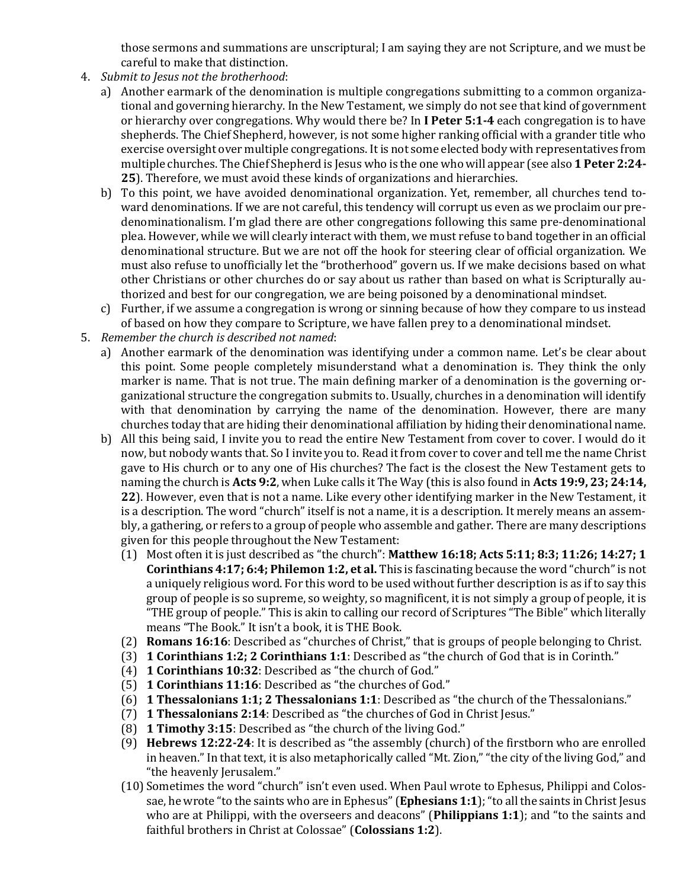those sermons and summations are unscriptural; I am saying they are not Scripture, and we must be careful to make that distinction.

4. *Submit to Jesus not the brotherhood*:
   a) Another earmark of the denomination is multiple congregations submitting to a common organizational and governing hierarchy. In the New Testament, we simply do not see that kind of government or hierarchy over congregations. Why would there be? In **I Peter 5:1-4** each congregation is to have shepherds. The Chief Shepherd, however, is not some higher ranking official with a grander title who exercise oversight over multiple congregations. It is not some elected body with representatives from multiple churches. The Chief Shepherd is Jesus who is the one who will appear (see also **1 Peter 2:24-25**). Therefore, we must avoid these kinds of organizations and hierarchies.
   b) To this point, we have avoided denominational organization. Yet, remember, all churches tend toward denominations. If we are not careful, this tendency will corrupt us even as we proclaim our pre-denominationalism. I'm glad there are other congregations following this same pre-denominational plea. However, while we will clearly interact with them, we must refuse to band together in an official denominational structure. But we are not off the hook for steering clear of official organization. We must also refuse to unofficially let the "brotherhood" govern us. If we make decisions based on what other Christians or other churches do or say about us rather than based on what is Scripturally authorized and best for our congregation, we are being poisoned by a denominational mindset.
   c) Further, if we assume a congregation is wrong or sinning because of how they compare to us instead of based on how they compare to Scripture, we have fallen prey to a denominational mindset.
5. *Remember the church is described not named*:
   a) Another earmark of the denomination was identifying under a common name. Let's be clear about this point. Some people completely misunderstand what a denomination is. They think the only marker is name. That is not true. The main defining marker of a denomination is the governing organizational structure the congregation submits to. Usually, churches in a denomination will identify with that denomination by carrying the name of the denomination. However, there are many churches today that are hiding their denominational affiliation by hiding their denominational name.
   b) All this being said, I invite you to read the entire New Testament from cover to cover. I would do it now, but nobody wants that. So I invite you to. Read it from cover to cover and tell me the name Christ gave to His church or to any one of His churches? The fact is the closest the New Testament gets to naming the church is **Acts 9:2**, when Luke calls it The Way (this is also found in **Acts 19:9, 23; 24:14, 22**). However, even that is not a name. Like every other identifying marker in the New Testament, it is a description. The word "church" itself is not a name, it is a description. It merely means an assembly, a gathering, or refers to a group of people who assemble and gather. There are many descriptions given for this people throughout the New Testament:
      (1) Most often it is just described as "the church": **Matthew 16:18; Acts 5:11; 8:3; 11:26; 14:27; 1 Corinthians 4:17; 6:4; Philemon 1:2, et al.** This is fascinating because the word "church" is not a uniquely religious word. For this word to be used without further description is as if to say this group of people is so supreme, so weighty, so magnificent, it is not simply a group of people, it is "THE group of people." This is akin to calling our record of Scriptures "The Bible" which literally means "The Book." It isn't a book, it is THE Book.
      (2) **Romans 16:16**: Described as "churches of Christ," that is groups of people belonging to Christ.
      (3) **1 Corinthians 1:2; 2 Corinthians 1:1**: Described as "the church of God that is in Corinth."
      (4) **1 Corinthians 10:32**: Described as "the church of God."
      (5) **1 Corinthians 11:16**: Described as "the churches of God."
      (6) **1 Thessalonians 1:1; 2 Thessalonians 1:1**: Described as "the church of the Thessalonians."
      (7) **1 Thessalonians 2:14**: Described as "the churches of God in Christ Jesus."
      (8) **1 Timothy 3:15**: Described as "the church of the living God."
      (9) **Hebrews 12:22-24**: It is described as "the assembly (church) of the firstborn who are enrolled in heaven." In that text, it is also metaphorically called "Mt. Zion," "the city of the living God," and "the heavenly Jerusalem."
      (10) Sometimes the word "church" isn't even used. When Paul wrote to Ephesus, Philippi and Colossae, he wrote "to the saints who are in Ephesus" (**Ephesians 1:1**); "to all the saints in Christ Jesus who are at Philippi, with the overseers and deacons" (**Philippians 1:1**); and "to the saints and faithful brothers in Christ at Colossae" (**Colossians 1:2**).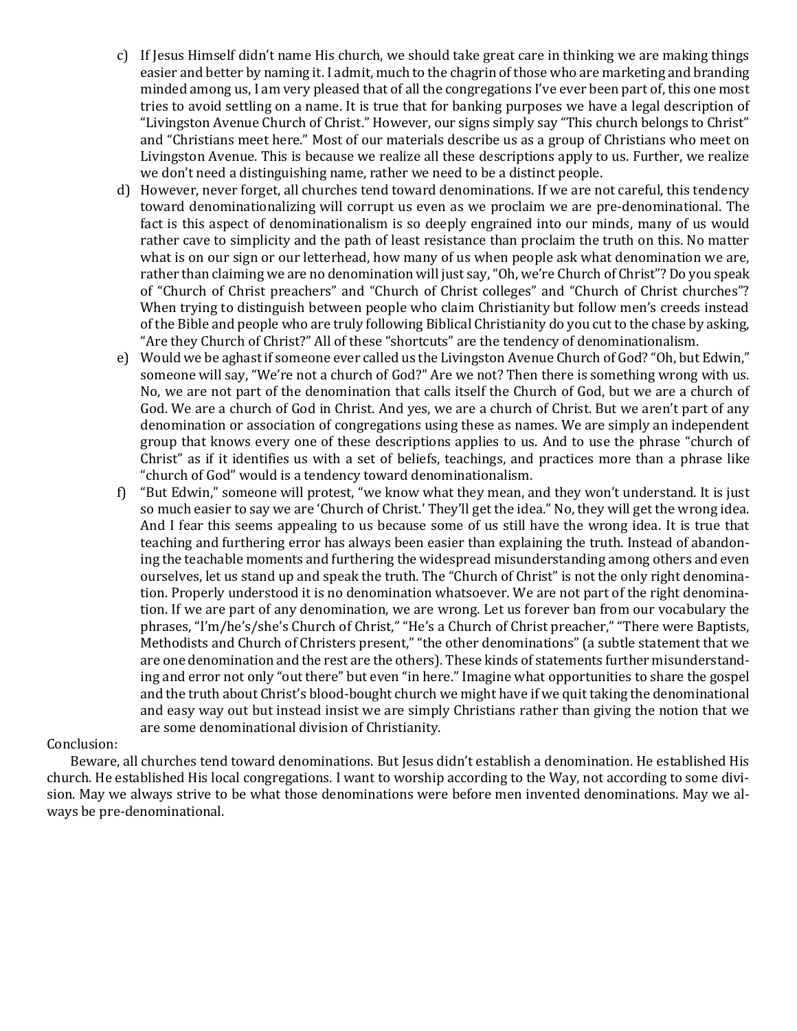c) If Jesus Himself didn't name His church, we should take great care in thinking we are making things easier and better by naming it. I admit, much to the chagrin of those who are marketing and branding minded among us, I am very pleased that of all the congregations I've ever been part of, this one most tries to avoid settling on a name. It is true that for banking purposes we have a legal description of "Livingston Avenue Church of Christ." However, our signs simply say "This church belongs to Christ" and "Christians meet here." Most of our materials describe us as a group of Christians who meet on Livingston Avenue. This is because we realize all these descriptions apply to us. Further, we realize we don't need a distinguishing name, rather we need to be a distinct people.

d) However, never forget, all churches tend toward denominations. If we are not careful, this tendency toward denominationalizing will corrupt us even as we proclaim we are pre-denominational. The fact is this aspect of denominationalism is so deeply engrained into our minds, many of us would rather cave to simplicity and the path of least resistance than proclaim the truth on this. No matter what is on our sign or our letterhead, how many of us when people ask what denomination we are, rather than claiming we are no denomination will just say, "Oh, we're Church of Christ"? Do you speak of "Church of Christ preachers" and "Church of Christ colleges" and "Church of Christ churches"? When trying to distinguish between people who claim Christianity but follow men's creeds instead of the Bible and people who are truly following Biblical Christianity do you cut to the chase by asking, "Are they Church of Christ?" All of these "shortcuts" are the tendency of denominationalism.

e) Would we be aghast if someone ever called us the Livingston Avenue Church of God? "Oh, but Edwin," someone will say, "We're not a church of God?" Are we not? Then there is something wrong with us. No, we are not part of the denomination that calls itself the Church of God, but we are a church of God. We are a church of God in Christ. And yes, we are a church of Christ. But we aren't part of any denomination or association of congregations using these as names. We are simply an independent group that knows every one of these descriptions applies to us. And to use the phrase "church of Christ" as if it identifies us with a set of beliefs, teachings, and practices more than a phrase like "church of God" would is a tendency toward denominationalism.

f) "But Edwin," someone will protest, "we know what they mean, and they won't understand. It is just so much easier to say we are 'Church of Christ.' They'll get the idea." No, they will get the wrong idea. And I fear this seems appealing to us because some of us still have the wrong idea. It is true that teaching and furthering error has always been easier than explaining the truth. Instead of abandoning the teachable moments and furthering the widespread misunderstanding among others and even ourselves, let us stand up and speak the truth. The "Church of Christ" is not the only right denomination. Properly understood it is no denomination whatsoever. We are not part of the right denomination. If we are part of any denomination, we are wrong. Let us forever ban from our vocabulary the phrases, "I'm/he's/she's Church of Christ," "He's a Church of Christ preacher," "There were Baptists, Methodists and Church of Christers present," "the other denominations" (a subtle statement that we are one denomination and the rest are the others). These kinds of statements further misunderstanding and error not only "out there" but even "in here." Imagine what opportunities to share the gospel and the truth about Christ's blood-bought church we might have if we quit taking the denominational and easy way out but instead insist we are simply Christians rather than giving the notion that we are some denominational division of Christianity.

Conclusion:

Beware, all churches tend toward denominations. But Jesus didn't establish a denomination. He established His church. He established His local congregations. I want to worship according to the Way, not according to some division. May we always strive to be what those denominations were before men invented denominations. May we always be pre-denominational.